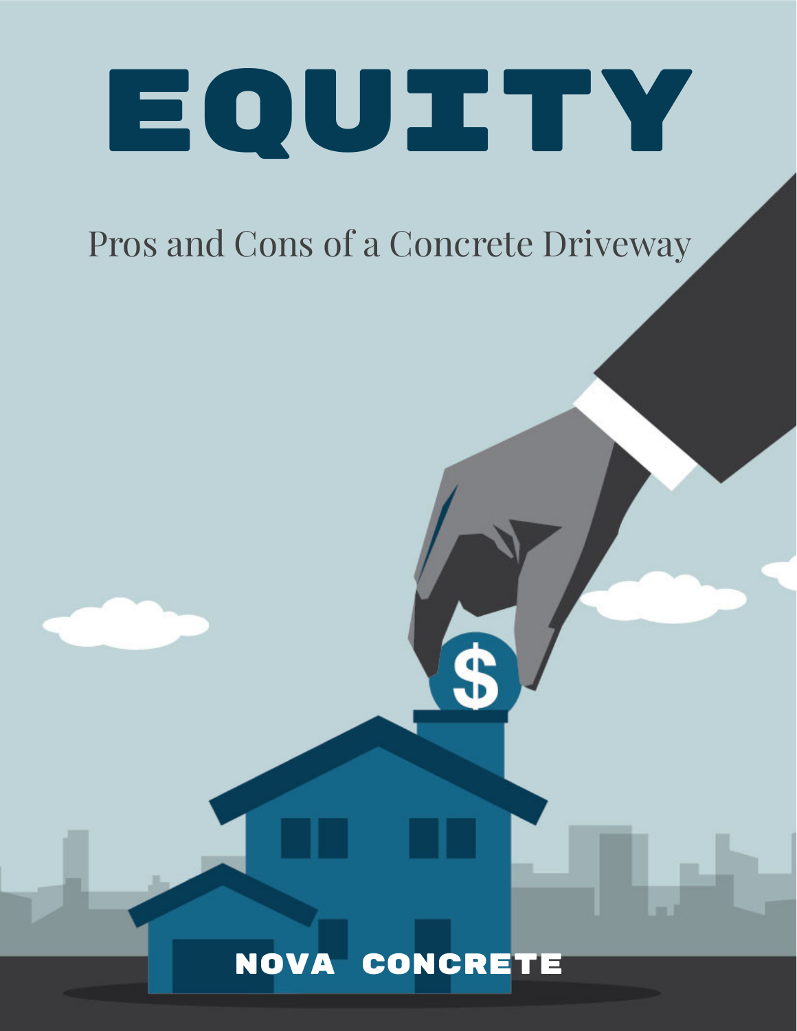# EQUITY

Pros and Cons of a Concrete Driveway

NOVA CONCRETE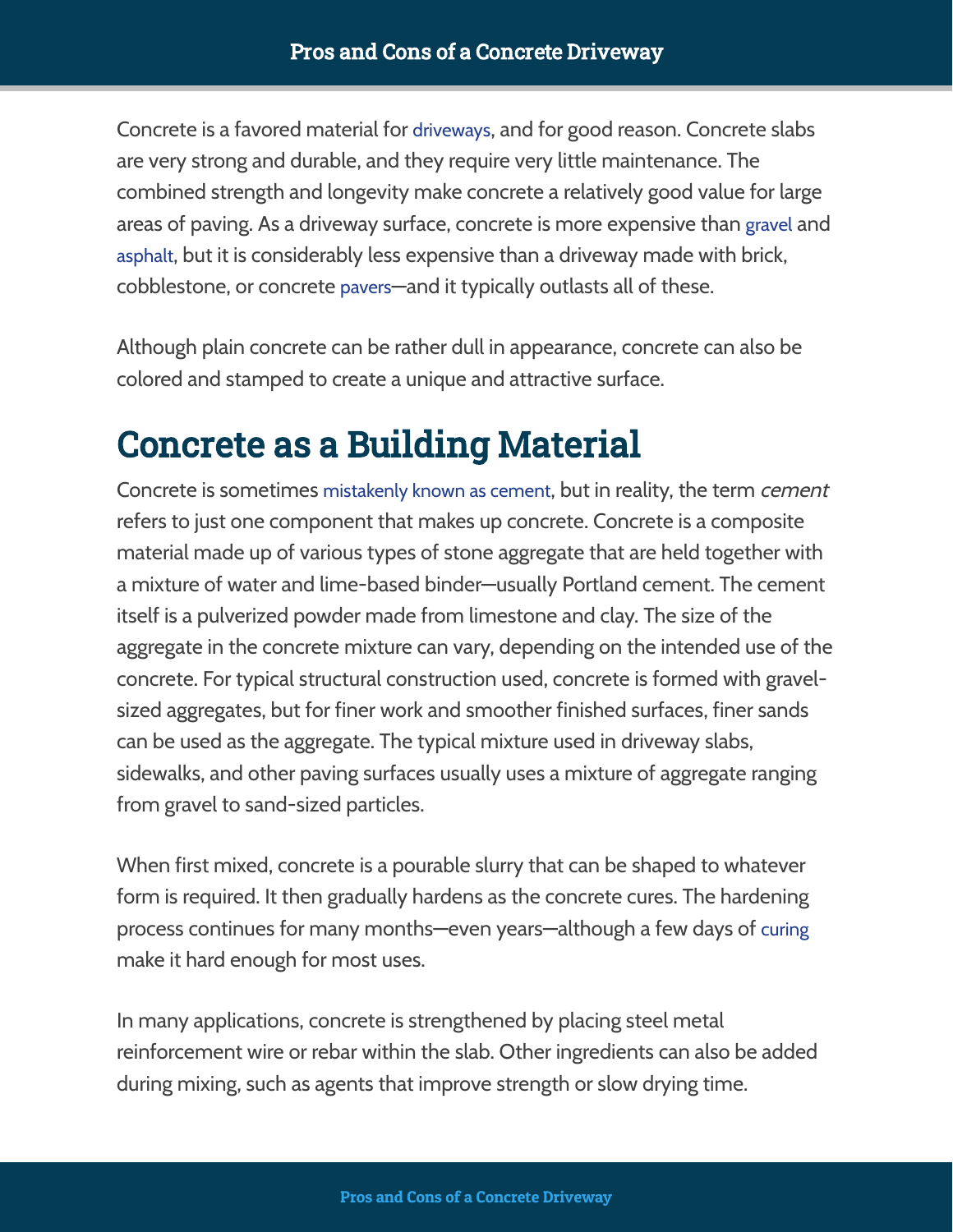Concrete is a favored material for driveways, and for good reason. Concrete slabs are very strong and durable, and they require very little maintenance. The combined strength and longevity make concrete a relatively good value for large areas of paving. As a driveway surface, concrete is more expensive than gravel and asphalt, but it is considerably less expensive than a driveway made with brick, cobblestone, or concrete pavers—and it typically outlasts all of these.

Although plain concrete can be rather dull in appearance, concrete can also be colored and stamped to create a unique and attractive surface.

# Concrete as a Building Material

Concrete is sometimes mistakenly known as cement, but in reality, the term *cement* refers to just one component that makes up concrete. Concrete is a composite material made up of various types of stone aggregate that are held together with a mixture of water and lime-based binder—usually Portland cement. The cement itself is a pulverized powder made from limestone and clay. The size of the aggregate in the concrete mixture can vary, depending on the intended use of the concrete. For typical structural construction used, concrete is formed with gravel-sized aggregates, but for finer work and smoother finished surfaces, finer sands can be used as the aggregate. The typical mixture used in driveway slabs, sidewalks, and other paving surfaces usually uses a mixture of aggregate ranging from gravel to sand-sized particles.

When first mixed, concrete is a pourable slurry that can be shaped to whatever form is required. It then gradually hardens as the concrete cures. The hardening process continues for many months—even years—although a few days of curing make it hard enough for most uses.

In many applications, concrete is strengthened by placing steel metal reinforcement wire or rebar within the slab. Other ingredients can also be added during mixing, such as agents that improve strength or slow drying time.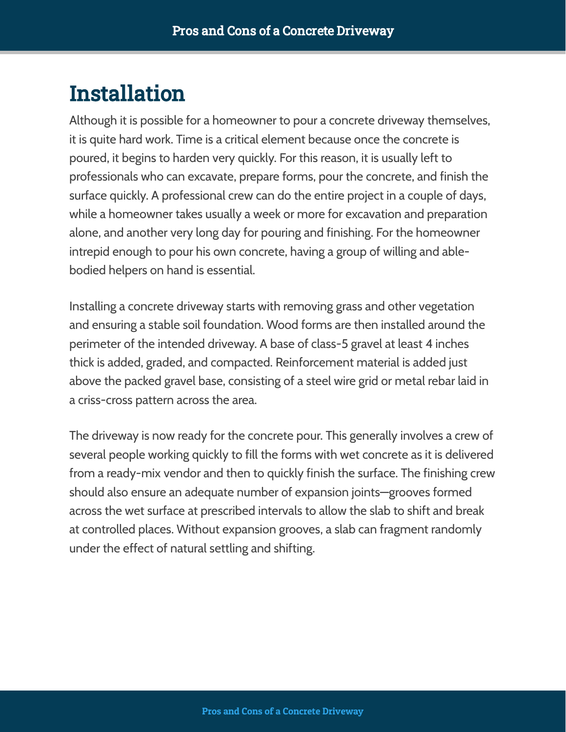# Installation

Although it is possible for a homeowner to pour a concrete driveway themselves, it is quite hard work. Time is a critical element because once the concrete is poured, it begins to harden very quickly. For this reason, it is usually left to professionals who can excavate, prepare forms, pour the concrete, and finish the surface quickly. A professional crew can do the entire project in a couple of days, while a homeowner takes usually a week or more for excavation and preparation alone, and another very long day for pouring and finishing. For the homeowner intrepid enough to pour his own concrete, having a group of willing and able-bodied helpers on hand is essential.

Installing a concrete driveway starts with removing grass and other vegetation and ensuring a stable soil foundation. Wood forms are then installed around the perimeter of the intended driveway. A base of class-5 gravel at least 4 inches thick is added, graded, and compacted. Reinforcement material is added just above the packed gravel base, consisting of a steel wire grid or metal rebar laid in a criss-cross pattern across the area.

The driveway is now ready for the concrete pour. This generally involves a crew of several people working quickly to fill the forms with wet concrete as it is delivered from a ready-mix vendor and then to quickly finish the surface. The finishing crew should also ensure an adequate number of expansion joints—grooves formed across the wet surface at prescribed intervals to allow the slab to shift and break at controlled places. Without expansion grooves, a slab can fragment randomly under the effect of natural settling and shifting.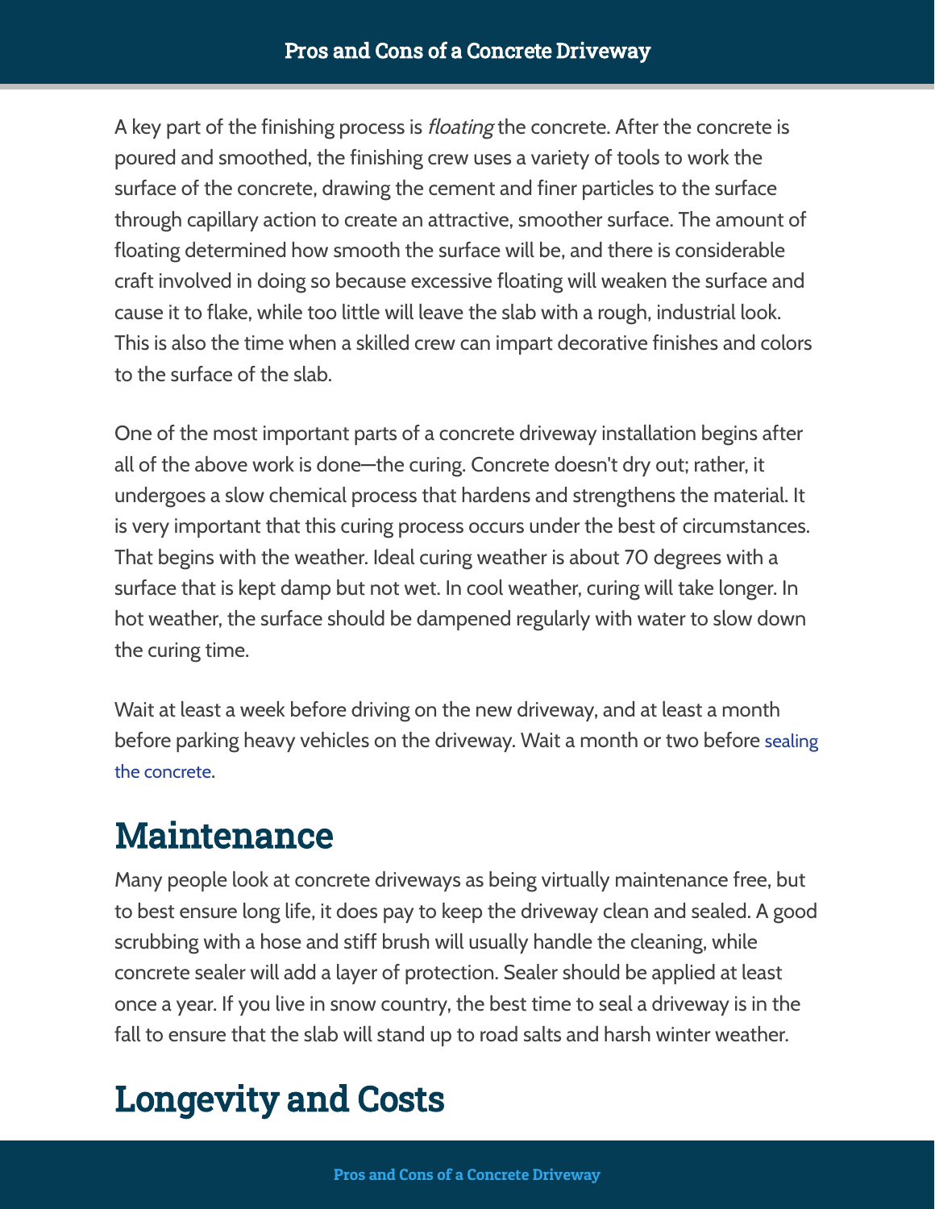A key part of the finishing process is *floating* the concrete. After the concrete is poured and smoothed, the finishing crew uses a variety of tools to work the surface of the concrete, drawing the cement and finer particles to the surface through capillary action to create an attractive, smoother surface. The amount of floating determined how smooth the surface will be, and there is considerable craft involved in doing so because excessive floating will weaken the surface and cause it to flake, while too little will leave the slab with a rough, industrial look. This is also the time when a skilled crew can impart decorative finishes and colors to the surface of the slab.

One of the most important parts of a concrete driveway installation begins after all of the above work is done—the curing. Concrete doesn't dry out; rather, it undergoes a slow chemical process that hardens and strengthens the material. It is very important that this curing process occurs under the best of circumstances. That begins with the weather. Ideal curing weather is about 70 degrees with a surface that is kept damp but not wet. In cool weather, curing will take longer. In hot weather, the surface should be dampened regularly with water to slow down the curing time.

Wait at least a week before driving on the new driveway, and at least a month before parking heavy vehicles on the driveway. Wait a month or two before sealing the concrete.

## Maintenance

Many people look at concrete driveways as being virtually maintenance free, but to best ensure long life, it does pay to keep the driveway clean and sealed. A good scrubbing with a hose and stiff brush will usually handle the cleaning, while concrete sealer will add a layer of protection. Sealer should be applied at least once a year. If you live in snow country, the best time to seal a driveway is in the fall to ensure that the slab will stand up to road salts and harsh winter weather.

## Longevity and Costs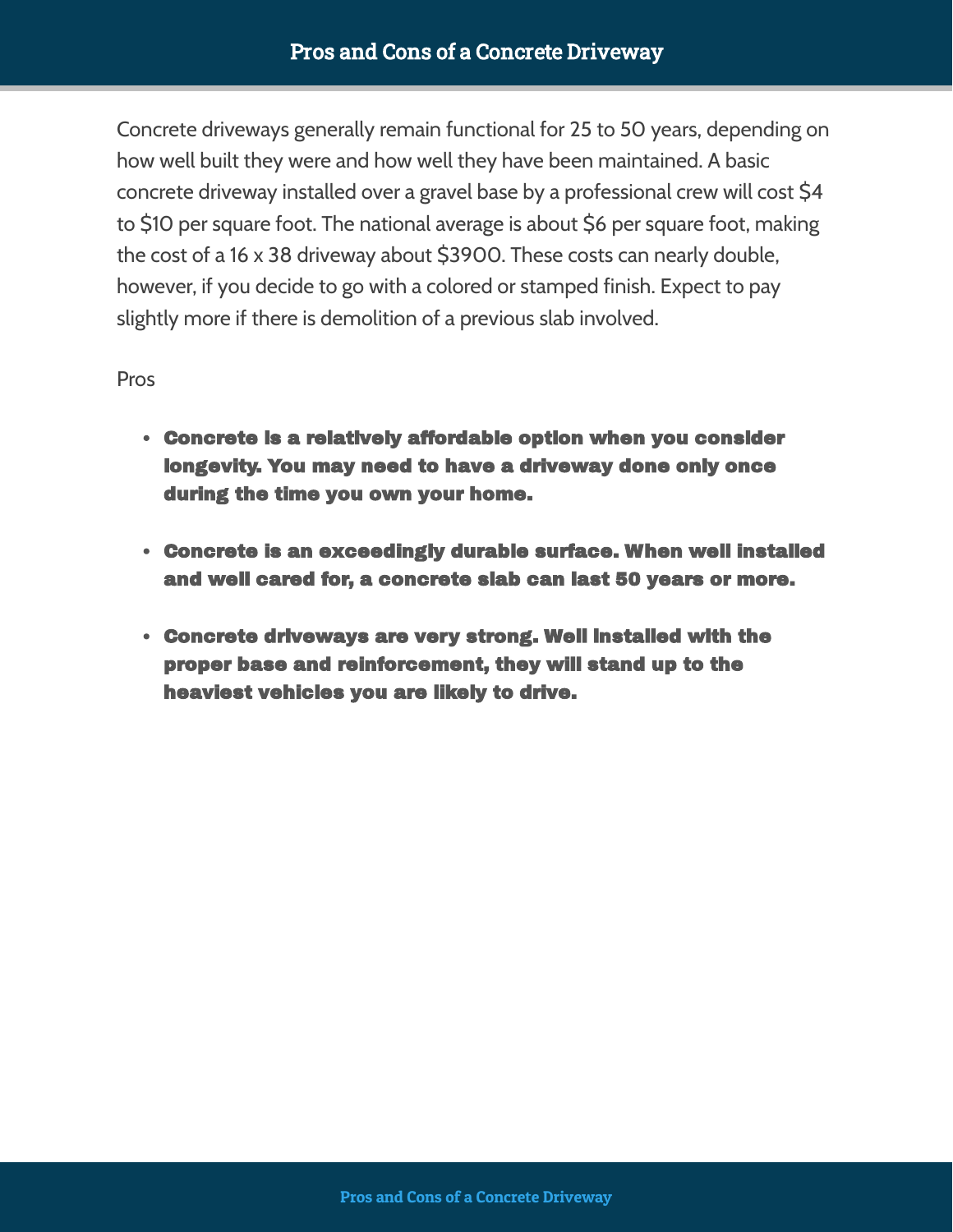Concrete driveways generally remain functional for 25 to 50 years, depending on how well built they were and how well they have been maintained. A basic concrete driveway installed over a gravel base by a professional crew will cost $4 to $10 per square foot. The national average is about $6 per square foot, making the cost of a 16 x 38 driveway about $3900. These costs can nearly double, however, if you decide to go with a colored or stamped finish. Expect to pay slightly more if there is demolition of a previous slab involved.

Pros

- **Concrete is a relatively affordable option when you consider longevity. You may need to have a driveway done only once during the time you own your home.**
- **Concrete is an exceedingly durable surface. When well installed and well cared for, a concrete slab can last 50 years or more.**
- **Concrete driveways are very strong. Well installed with the proper base and reinforcement, they will stand up to the heaviest vehicles you are likely to drive.**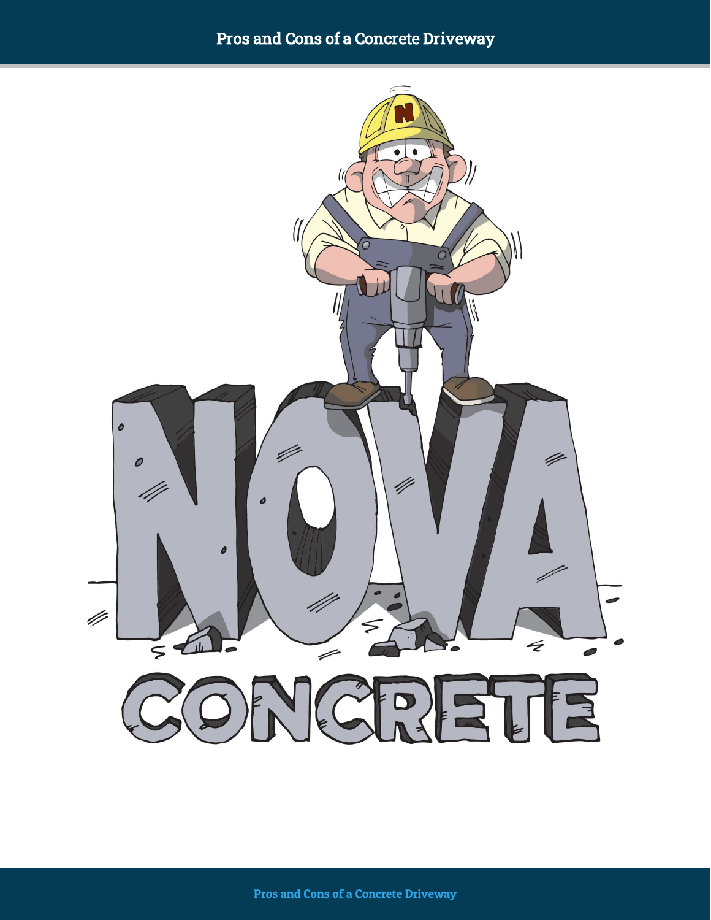NOVA

CONCRETE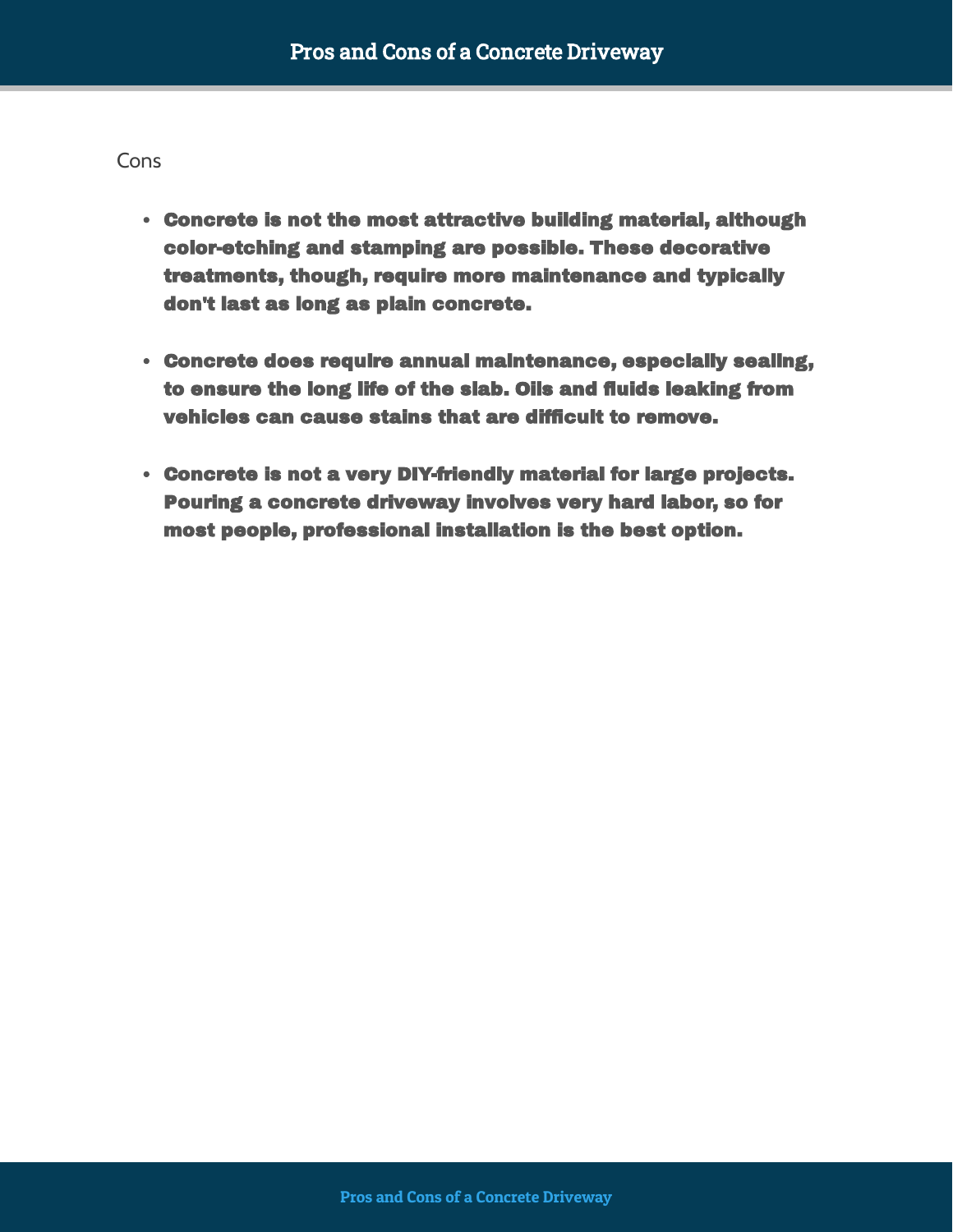## Cons

- **Concrete is not the most attractive building material, although color-etching and stamping are possible. These decorative treatments, though, require more maintenance and typically don't last as long as plain concrete.**

- **Concrete does require annual maintenance, especially sealing, to ensure the long life of the slab. Oils and fluids leaking from vehicles can cause stains that are difficult to remove.**

- **Concrete is not a very DIY-friendly material for large projects. Pouring a concrete driveway involves very hard labor, so for most people, professional installation is the best option.**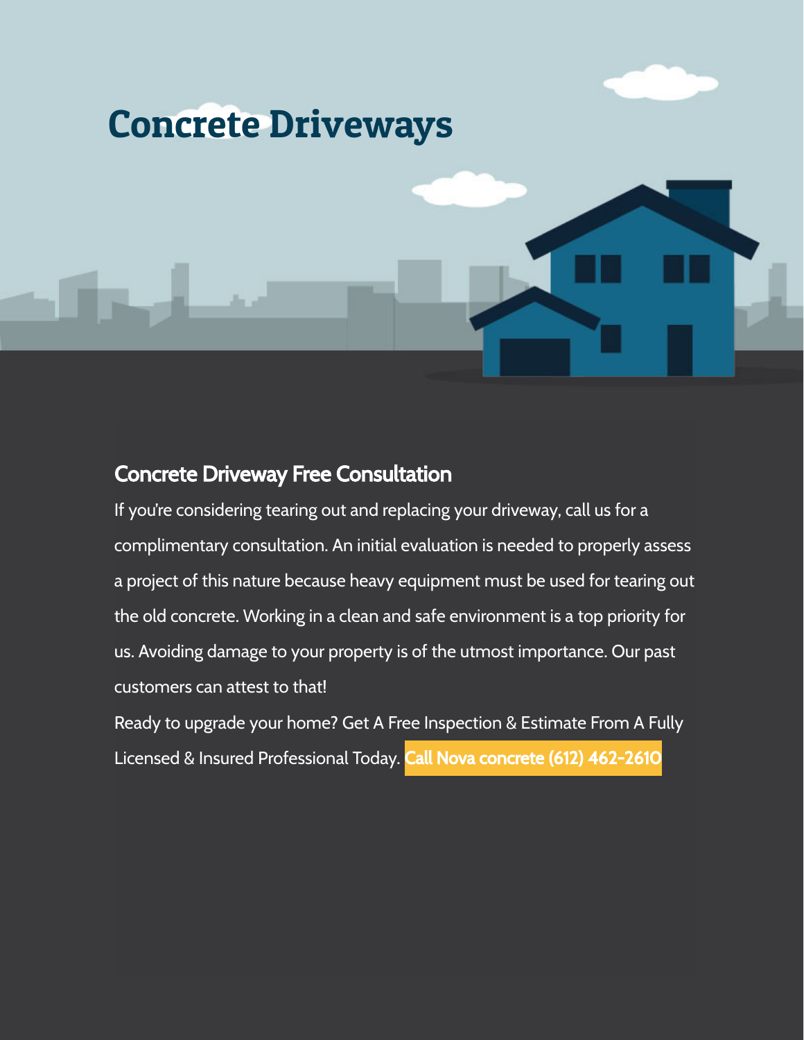# Concrete Driveways

## Concrete Driveway Free Consultation

If you're considering tearing out and replacing your driveway, call us for a complimentary consultation. An initial evaluation is needed to properly assess a project of this nature because heavy equipment must be used for tearing out the old concrete. Working in a clean and safe environment is a top priority for us. Avoiding damage to your property is of the utmost importance. Our past customers can attest to that!

Ready to upgrade your home? Get A Free Inspection & Estimate From A Fully Licensed & Insured Professional Today. **Call Nova concrete (612) 462-2610**